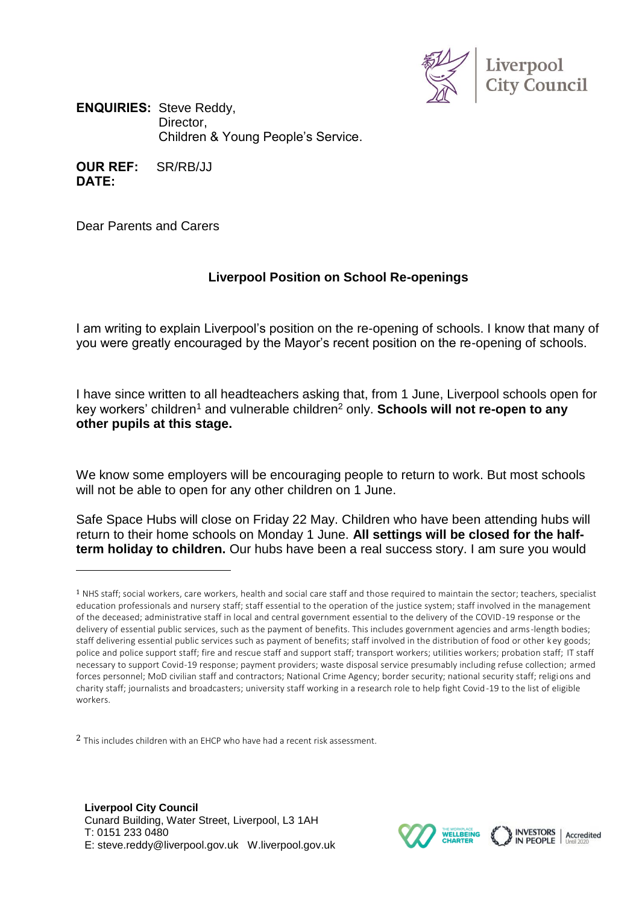**ENQUIRIES:** Steve Reddy,
Director,
Children & Young People's Service.

**OUR REF:** SR/RB/JJ
**DATE:**

Dear Parents and Carers

## Liverpool Position on School Re-openings

I am writing to explain Liverpool's position on the re-opening of schools. I know that many of you were greatly encouraged by the Mayor's recent position on the re-opening of schools.

I have since written to all headteachers asking that, from 1 June, Liverpool schools open for key workers' children[1] and vulnerable children[2] only. **Schools will not re-open to any other pupils at this stage.**

We know some employers will be encouraging people to return to work. But most schools will not be able to open for any other children on 1 June.

Safe Space Hubs will close on Friday 22 May. Children who have been attending hubs will return to their home schools on Monday 1 June. **All settings will be closed for the half-term holiday to children.** Our hubs have been a real success story. I am sure you would

---

[1] NHS staff; social workers, care workers, health and social care staff and those required to maintain the sector; teachers, specialist education professionals and nursery staff; staff essential to the operation of the justice system; staff involved in the management of the deceased; administrative staff in local and central government essential to the delivery of the COVID-19 response or the delivery of essential public services, such as the payment of benefits. This includes government agencies and arms-length bodies; staff delivering essential public services such as payment of benefits; staff involved in the distribution of food or other key goods; police and police support staff; fire and rescue staff and support staff; transport workers; utilities workers; probation staff; IT staff necessary to support Covid-19 response; payment providers; waste disposal service presumably including refuse collection; armed forces personnel; MoD civilian staff and contractors; National Crime Agency; border security; national security staff; religions and charity staff; journalists and broadcasters; university staff working in a research role to help fight Covid-19 to the list of eligible workers.

[2] This includes children with an EHCP who have had a recent risk assessment.

**Liverpool City Council**
Cunard Building, Water Street, Liverpool, L3 1AH
T: 0151 233 0480
E: steve.reddy@liverpool.gov.uk W.liverpool.gov.uk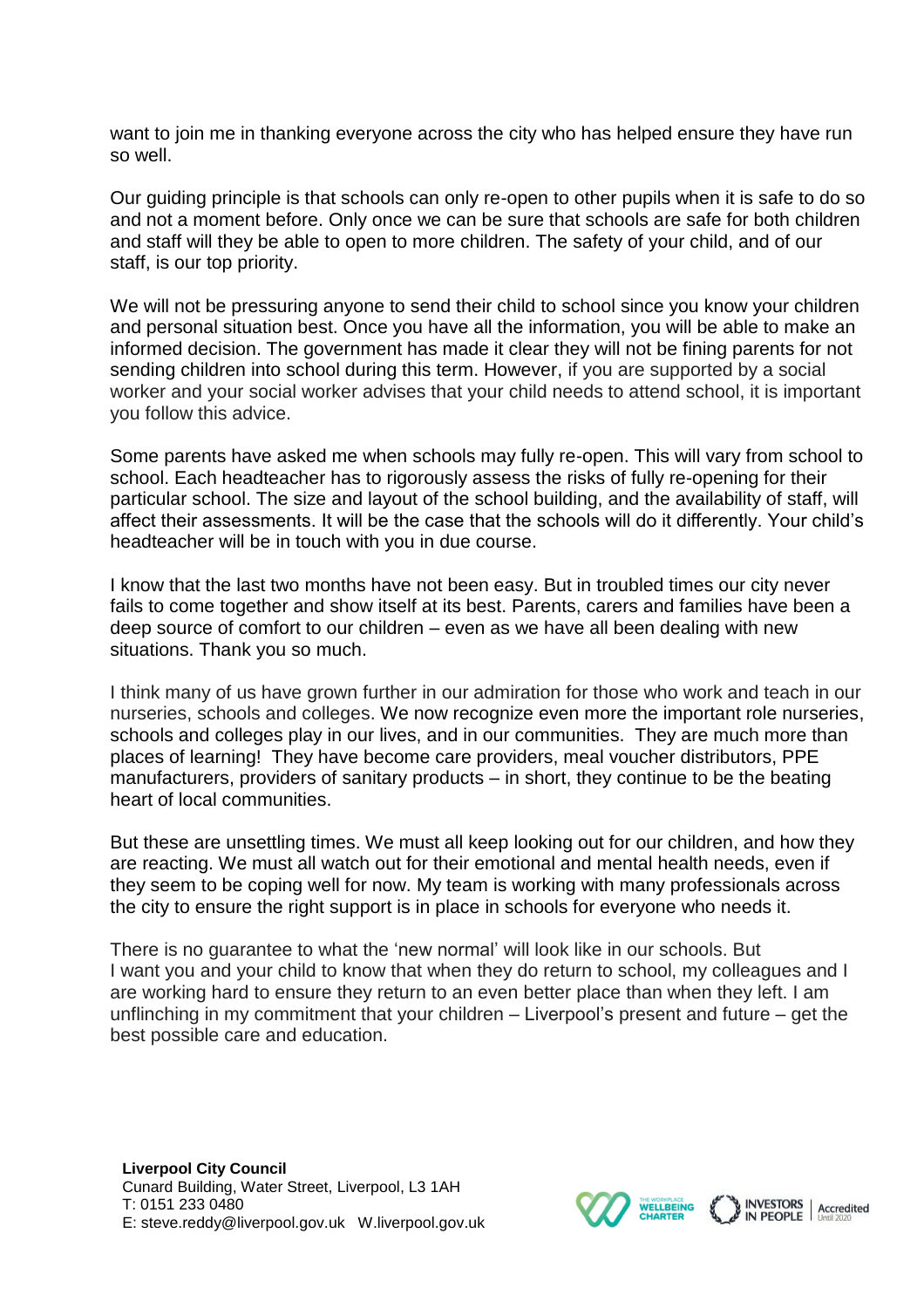want to join me in thanking everyone across the city who has helped ensure they have run so well.

Our guiding principle is that schools can only re-open to other pupils when it is safe to do so and not a moment before. Only once we can be sure that schools are safe for both children and staff will they be able to open to more children. The safety of your child, and of our staff, is our top priority.

We will not be pressuring anyone to send their child to school since you know your children and personal situation best. Once you have all the information, you will be able to make an informed decision. The government has made it clear they will not be fining parents for not sending children into school during this term. However, if you are supported by a social worker and your social worker advises that your child needs to attend school, it is important you follow this advice.

Some parents have asked me when schools may fully re-open. This will vary from school to school. Each headteacher has to rigorously assess the risks of fully re-opening for their particular school. The size and layout of the school building, and the availability of staff, will affect their assessments. It will be the case that the schools will do it differently. Your child's headteacher will be in touch with you in due course.

I know that the last two months have not been easy. But in troubled times our city never fails to come together and show itself at its best. Parents, carers and families have been a deep source of comfort to our children – even as we have all been dealing with new situations. Thank you so much.

I think many of us have grown further in our admiration for those who work and teach in our nurseries, schools and colleges. We now recognize even more the important role nurseries, schools and colleges play in our lives, and in our communities. They are much more than places of learning! They have become care providers, meal voucher distributors, PPE manufacturers, providers of sanitary products – in short, they continue to be the beating heart of local communities.

But these are unsettling times. We must all keep looking out for our children, and how they are reacting. We must all watch out for their emotional and mental health needs, even if they seem to be coping well for now. My team is working with many professionals across the city to ensure the right support is in place in schools for everyone who needs it.

There is no guarantee to what the 'new normal' will look like in our schools. But I want you and your child to know that when they do return to school, my colleagues and I are working hard to ensure they return to an even better place than when they left. I am unflinching in my commitment that your children – Liverpool's present and future – get the best possible care and education.

**Liverpool City Council**
Cunard Building, Water Street, Liverpool, L3 1AH
T: 0151 233 0480
E: steve.reddy@liverpool.gov.uk W.liverpool.gov.uk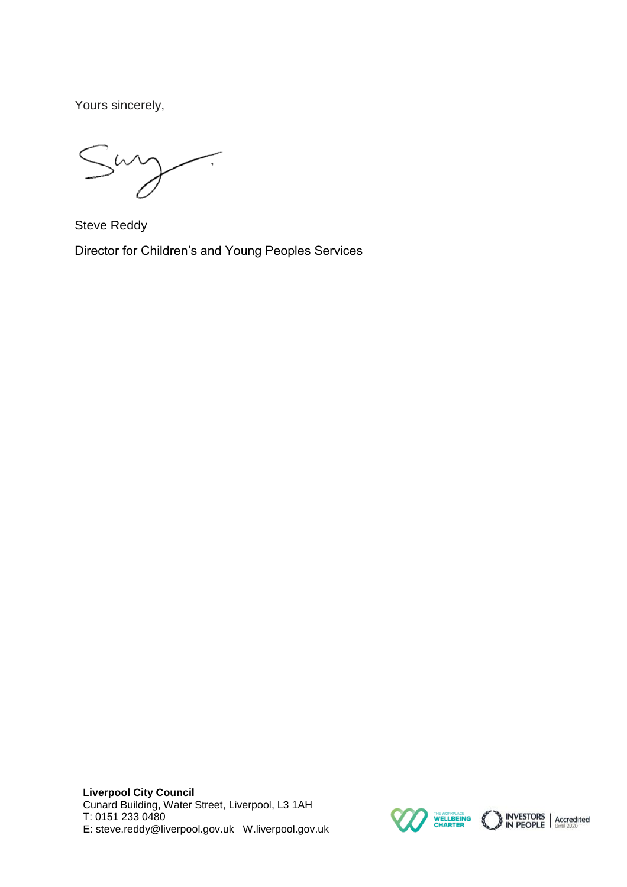Yours sincerely,

Steve Reddy

Director for Children's and Young Peoples Services

**Liverpool City Council**
Cunard Building, Water Street, Liverpool, L3 1AH
T: 0151 233 0480
E: steve.reddy@liverpool.gov.uk W.liverpool.gov.uk